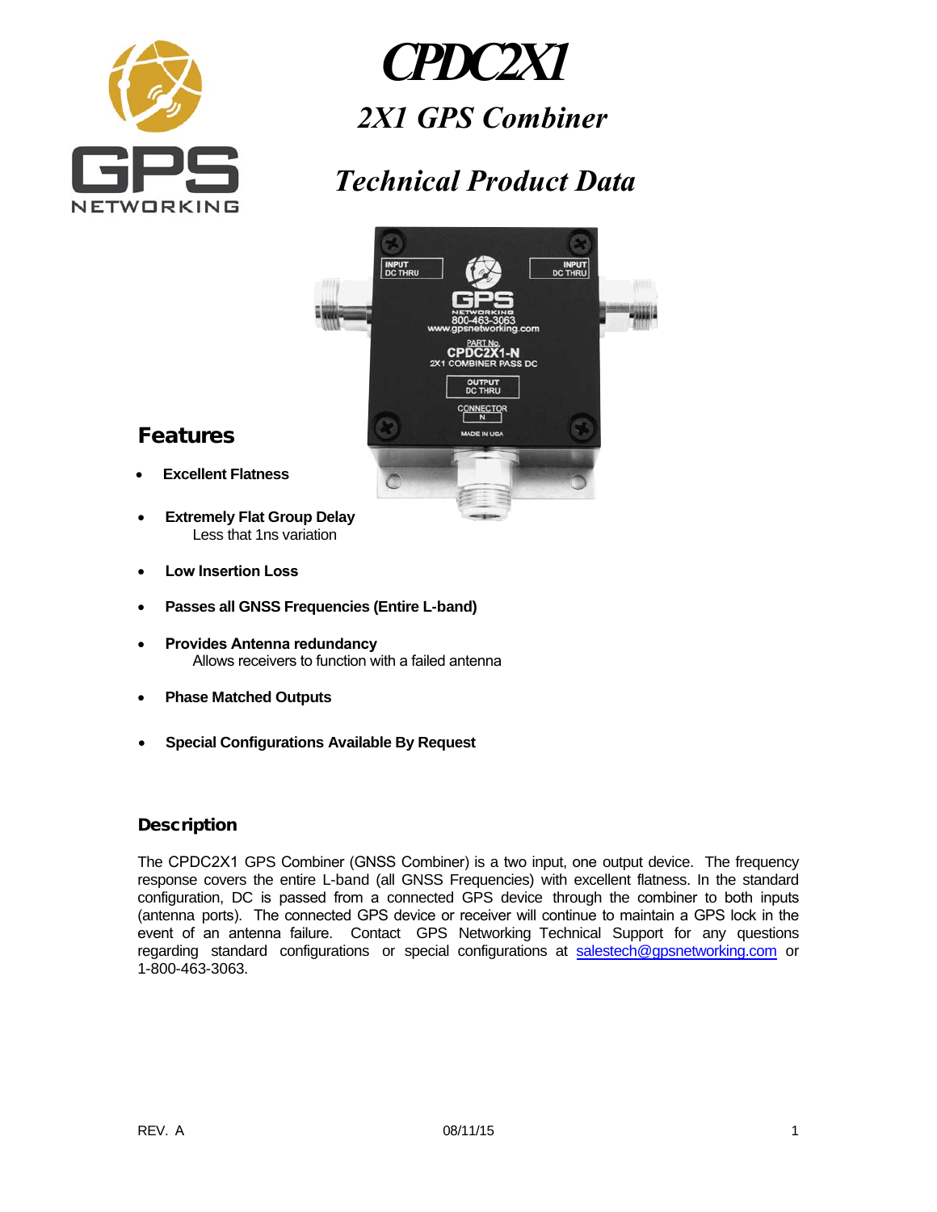# CPDC2X1

## *2X1 GPS Combiner*

## *Technical Product Data*

## Features

- **Excellent Flatness**
- **Extremely Flat Group Delay**
  Less that 1ns variation
- **Low Insertion Loss**
- **Passes all GNSS Frequencies (Entire L-band)**
- **Provides Antenna redundancy**
  Allows receivers to function with a failed antenna
- **Phase Matched Outputs**
- **Special Configurations Available By Request**

## Description

The CPDC2X1 GPS Combiner (GNSS Combiner) is a two input, one output device. The frequency response covers the entire L-band (all GNSS Frequencies) with excellent flatness. In the standard configuration, DC is passed from a connected GPS device through the combiner to both inputs (antenna ports). The connected GPS device or receiver will continue to maintain a GPS lock in the event of an antenna failure. Contact GPS Networking Technical Support for any questions regarding standard configurations or special configurations at salestech@gpsnetworking.com or 1-800-463-3063.

REV. A 08/11/15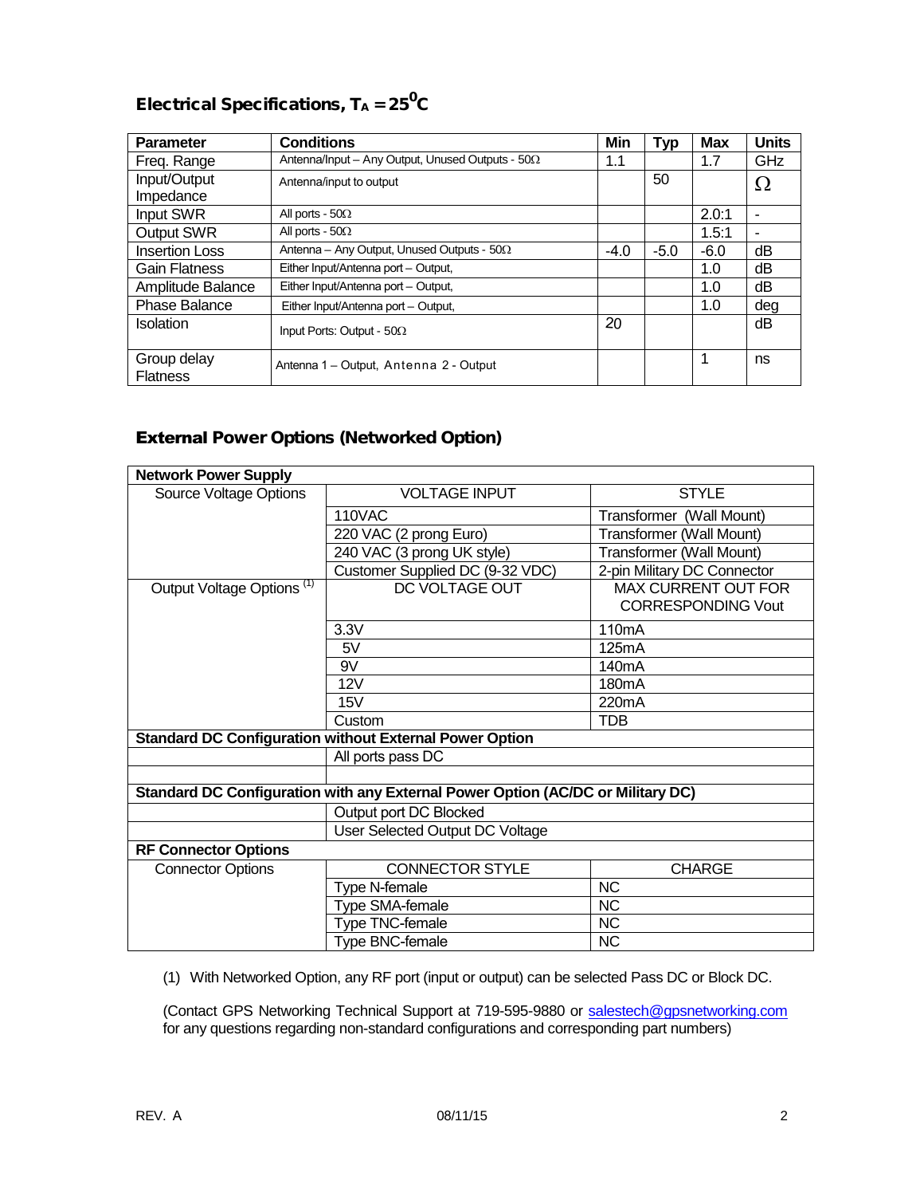## Electrical Specifications, $T_A = 25^0C$

| Parameter | Conditions | Min | Typ | Max | Units |
|---|---|---|---|---|---|
| Freq. Range | Antenna/Input – Any Output, Unused Outputs - 50Ω | 1.1 | | 1.7 | GHz |
| Input/Output Impedance | Antenna/input to output | | 50 | | Ω |
| Input SWR | All ports - 50Ω | | | 2.0:1 | - |
| Output SWR | All ports - 50Ω | | | 1.5:1 | - |
| Insertion Loss | Antenna – Any Output, Unused Outputs - 50Ω | -4.0 | -5.0 | -6.0 | dB |
| Gain Flatness | Either Input/Antenna port – Output, | | | 1.0 | dB |
| Amplitude Balance | Either Input/Antenna port – Output, | | | 1.0 | dB |
| Phase Balance | Either Input/Antenna port – Output, | | | 1.0 | deg |
| Isolation | Input Ports: Output - 50Ω | 20 | | | dB |
| Group delay Flatness | Antenna 1 – Output, Antenna 2 - Output | | | 1 | ns |

## External Power Options (Networked Option)

| **Network Power Supply** | | |
|---|---|---|
| Source Voltage Options | VOLTAGE INPUT | STYLE |
| | 110VAC | Transformer (Wall Mount) |
| | 220 VAC (2 prong Euro) | Transformer (Wall Mount) |
| | 240 VAC (3 prong UK style) | Transformer (Wall Mount) |
| | Customer Supplied DC (9-32 VDC) | 2-pin Military DC Connector |
| Output Voltage Options (1) | DC VOLTAGE OUT | MAX CURRENT OUT FOR CORRESPONDING Vout |
| | 3.3V | 110mA |
| | 5V | 125mA |
| | 9V | 140mA |
| | 12V | 180mA |
| | 15V | 220mA |
| | Custom | TDB |
| **Standard DC Configuration without External Power Option** | | |
| | All ports pass DC | |
| | | |
| **Standard DC Configuration with any External Power Option (AC/DC or Military DC)** | | |
| | Output port DC Blocked | |
| | User Selected Output DC Voltage | |
| **RF Connector Options** | | |
| Connector Options | CONNECTOR STYLE | CHARGE |
| | Type N-female | NC |
| | Type SMA-female | NC |
| | Type TNC-female | NC |
| | Type BNC-female | NC |

(1) With Networked Option, any RF port (input or output) can be selected Pass DC or Block DC.

(Contact GPS Networking Technical Support at 719-595-9880 or salestech@gpsnetworking.com for any questions regarding non-standard configurations and corresponding part numbers)

REV. A 08/11/15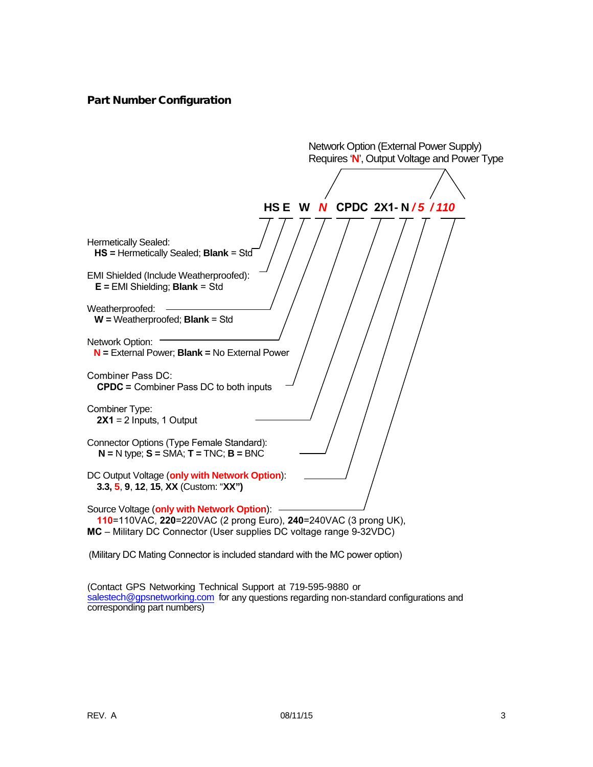## Part Number Configuration

Network Option (External Power Supply)
Requires 'N', Output Voltage and Power Type

**HS E W *N* CPDC 2X1- N */ 5 / 110***

Hermetically Sealed:
**HS =** Hermetically Sealed; **Blank** = Std

EMI Shielded (Include Weatherproofed):
**E =** EMI Shielding; **Blank** = Std

Weatherproofed:
**W =** Weatherproofed; **Blank** = Std

Network Option:
**N =** External Power; **Blank =** No External Power

Combiner Pass DC:
**CPDC =** Combiner Pass DC to both inputs

Combiner Type:
**2X1** = 2 Inputs, 1 Output

Connector Options (Type Female Standard):
**N =** N type; **S =** SMA; **T =** TNC; **B =** BNC

DC Output Voltage (**only with Network Option**):
**3.3, 5**, **9**, **12**, **15**, **XX** (Custom: "**XX")**

Source Voltage (**only with Network Option**):
**110**=110VAC, **220**=220VAC (2 prong Euro), **240**=240VAC (3 prong UK),
**MC** – Military DC Connector (User supplies DC voltage range 9-32VDC)

(Military DC Mating Connector is included standard with the MC power option)

(Contact GPS Networking Technical Support at 719-595-9880 or salestech@gpsnetworking.com for any questions regarding non-standard configurations and corresponding part numbers)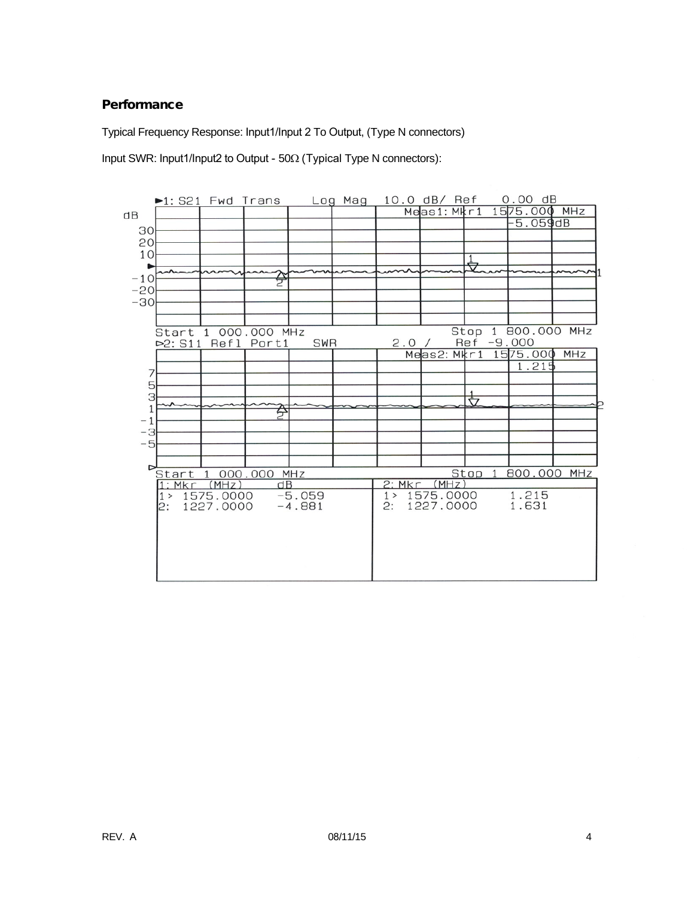## Performance

Typical Frequency Response: Input1/Input 2 To Output, (Type N connectors)

Input SWR: Input1/Input2 to Output - 50Ω (Typical Type N connectors):

1: S21 Fwd Trans Log Mag 10.0 dB/ Ref 0.00 dB

Meas1: Mkr1 1575.000 MHz

-5.059dB

dB

30

20

10

-10

-20

-30

Start 1 000.000 MHz Stop 1 800.000 MHz

2: S11 Refl Port1 SWR 2.0 / Ref -9.000

Meas2: Mkr1 1575.000 MHz

1.215

7

5

3

1

-1

-3

-5

Start 1 000.000 MHz Stop 1 800.000 MHz

1: Mkr (MHz) dB

1 > 1575.0000 -5.059

2: 1227.0000 -4.881

2: Mkr (MHz)

1 > 1575.0000 1.215

2: 1227.0000 1.631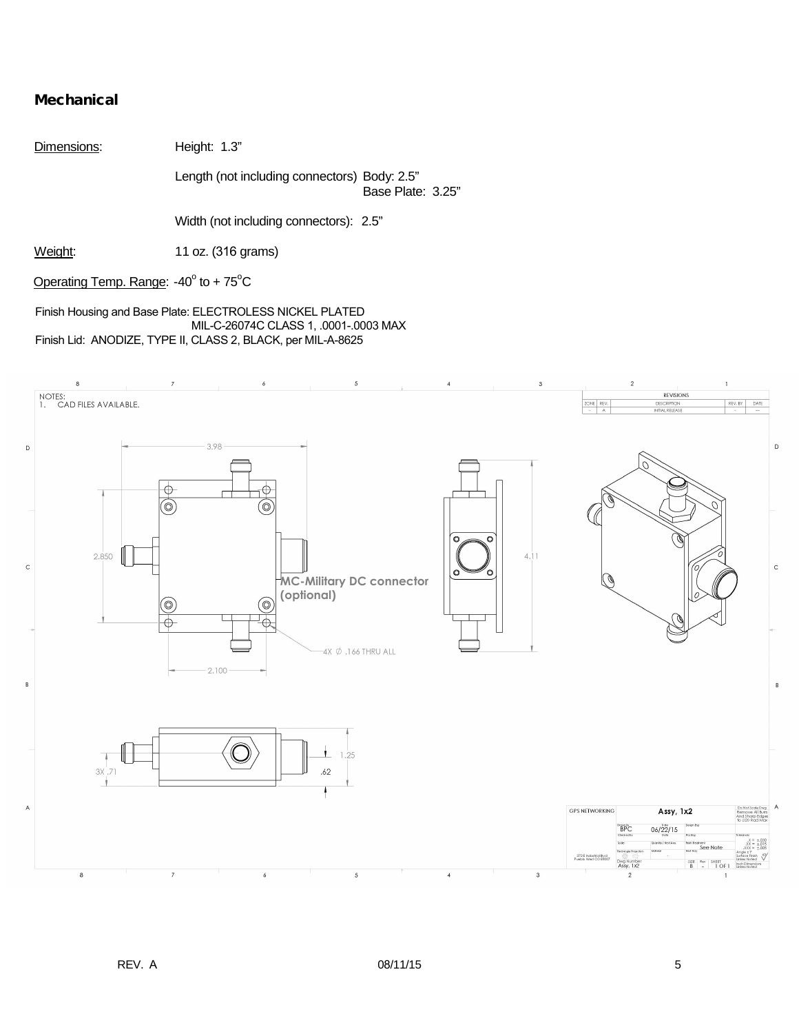## Mechanical

Dimensions: Height: 1.3”

Length (not including connectors) Body: 2.5”
Base Plate: 3.25”

Width (not including connectors): 2.5”

Weight: 11 oz. (316 grams)

Operating Temp. Range: -40°C to + 75°C

Finish Housing and Base Plate: ELECTROLESS NICKEL PLATED
MIL-C-26074C CLASS 1, .0001-.0003 MAX

Finish Lid: ANODIZE, TYPE II, CLASS 2, BLACK, per MIL-A-8625

NOTES:
1. CAD FILES AVAILABLE.

REVISIONS

| ZONE | REV. | DESCRIPTION | REV. BY | DATE |
|---|---|---|---|---|
| - | A | INITIAL RELEASE | - | — |

3.98

2.850

2.100

4.11

MC-Military DC connector (optional)

4X ∅ .166 THRU ALL

1.25

3X .71

.62

GPS NETWORKING

Assy, 1x2

Drawn By: BPC
Date: 06/22/15

Finish Treatment: See Note

Tolerances: .X = ±.030, .XX = ±.015, .XXX = ±.005
Angle ±1°

Do Not Scale Dwg. Remove All Burrs And Sharp Edges to .020 Rad Max

Dwg Number: Assy, 1x2

SIZE: B
Rev: -
SHEET: 1 OF 1

372 E Industrial Blvd
Pueblo West CO 81007